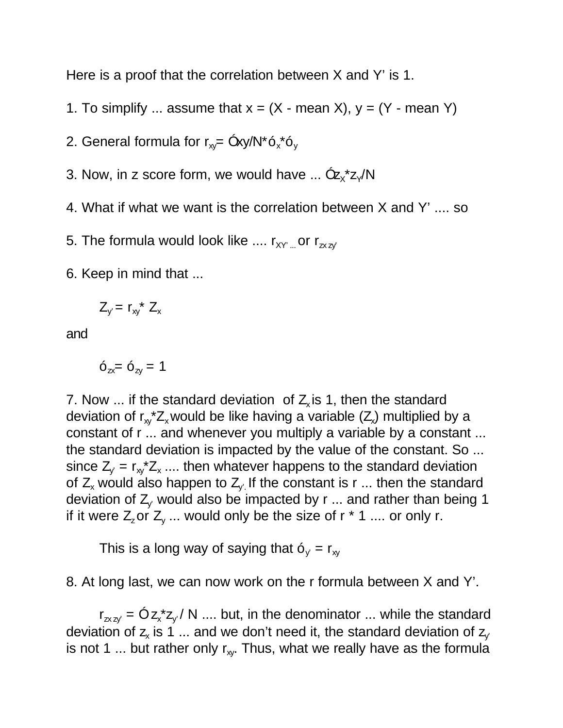Here is a proof that the correlation between X and Y' is 1.

1. To simplify ... assume that x = (X - mean X), y = (Y - mean Y)

2. General formula for $r_{xy} = \Sigma xy / N * \sigma_x * \sigma_y$

3. Now, in z score form, we would have ... $\Sigma z_X * z_Y / N$

4. What if what we want is the correlation between X and Y' .... so

5. The formula would look like .... $r_{XY' \ldots}$ or $r_{zx\,zy'}$

6. Keep in mind that ...

$$Z_{y'} = r_{xy} * Z_x$$

and

$$\sigma_{zx} = \sigma_{zy} = 1$$

7. Now ... if the standard deviation of $Z_x$ is 1, then the standard deviation of $r_{xy}*Z_x$ would be like having a variable ($Z_x$) multiplied by a constant of r ... and whenever you multiply a variable by a constant ... the standard deviation is impacted by the value of the constant. So ... since $Z_{y'} = r_{xy}*Z_x$ .... then whatever happens to the standard deviation of $Z_x$ would also happen to $Z_{y'}$. If the constant is r ... then the standard deviation of $Z_{y'}$ would also be impacted by r ... and rather than being 1 if it were $Z_z$ or $Z_y$ ... would only be the size of r * 1 .... or only r.

This is a long way of saying that $\sigma_{y'} = r_{xy}$

8. At long last, we can now work on the r formula between X and Y'.

$r_{zx\,zy'} = \Sigma z_x * z_{y'} / N$ .... but, in the denominator ... while the standard deviation of $z_x$ is 1 ... and we don't need it, the standard deviation of $z_{y'}$ is not 1 ... but rather only $r_{xy}$. Thus, what we really have as the formula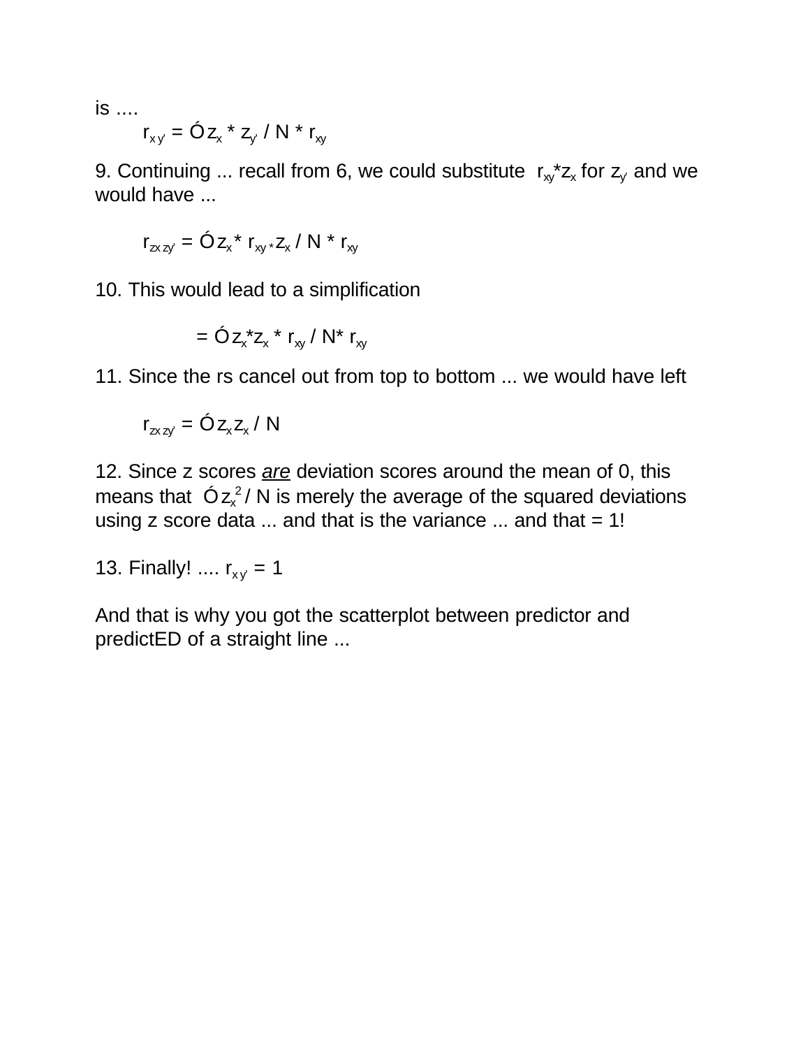is ....

$$r_{xy'} = \Sigma z_x * z_{y'} / N * r_{xy}$$

9. Continuing ... recall from 6, we could substitute $r_{xy}*z_x$ for $z_{y'}$ and we would have ...

$$r_{zx\,zy'} = \Sigma z_x * r_{xy} * z_x / N * r_{xy}$$

10. This would lead to a simplification

$$= \Sigma z_x * z_x * r_{xy} / N * r_{xy}$$

11. Since the rs cancel out from top to bottom ... we would have left

$$r_{zx\,zy'} = \Sigma z_x z_x / N$$

12. Since z scores *are* deviation scores around the mean of 0, this means that $\Sigma z_x^2 / N$ is merely the average of the squared deviations using z score data ... and that is the variance ... and that = 1!

13. Finally! .... $r_{xy'} = 1$

And that is why you got the scatterplot between predictor and predictED of a straight line ...